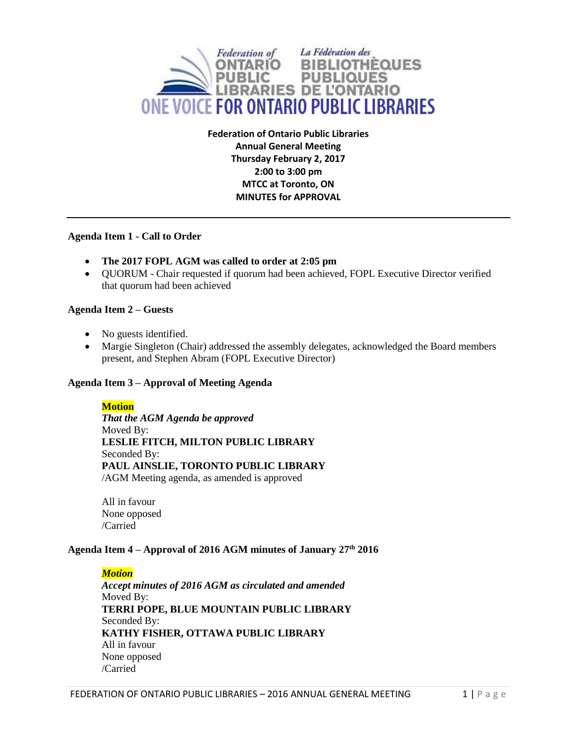Federation of ONTARIO PUBLIC LIBRARIES La Fédération des BIBLIOTHÈQUES PUBLIQUES DE L'ONTARIO

ONE VOICE FOR ONTARIO PUBLIC LIBRARIES

**Federation of Ontario Public Libraries**
**Annual General Meeting**
**Thursday February 2, 2017**
**2:00 to 3:00 pm**
**MTCC at Toronto, ON**
**MINUTES for APPROVAL**

---

### Agenda Item 1 - Call to Order

- **The 2017 FOPL AGM was called to order at 2:05 pm**
- QUORUM - Chair requested if quorum had been achieved, FOPL Executive Director verified that quorum had been achieved

### Agenda Item 2 – Guests

- No guests identified.
- Margie Singleton (Chair) addressed the assembly delegates, acknowledged the Board members present, and Stephen Abram (FOPL Executive Director)

### Agenda Item 3 – Approval of Meeting Agenda

**Motion**
***That the AGM Agenda be approved***
Moved By:
**LESLIE FITCH, MILTON PUBLIC LIBRARY**
Seconded By:
**PAUL AINSLIE, TORONTO PUBLIC LIBRARY**
/AGM Meeting agenda, as amended is approved

All in favour
None opposed
/Carried

### Agenda Item 4 – Approval of 2016 AGM minutes of January 27th 2016

***Motion***
***Accept minutes of 2016 AGM as circulated and amended***
Moved By:
**TERRI POPE, BLUE MOUNTAIN PUBLIC LIBRARY**
Seconded By:
**KATHY FISHER, OTTAWA PUBLIC LIBRARY**
All in favour
None opposed
/Carried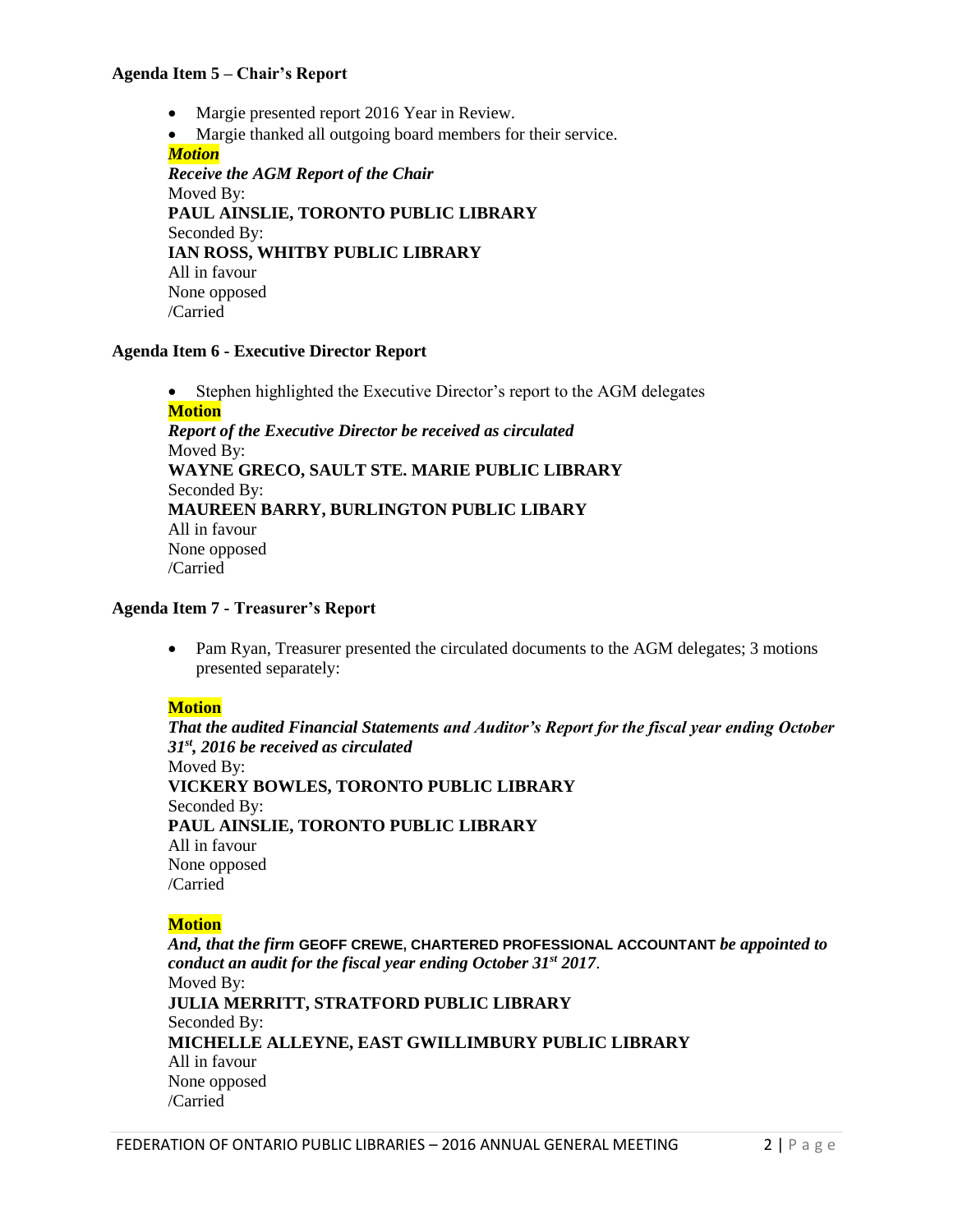**Agenda Item 5 – Chair's Report**

- Margie presented report 2016 Year in Review.
- Margie thanked all outgoing board members for their service.

***Motion***
***Receive the AGM Report of the Chair***
Moved By:
**PAUL AINSLIE, TORONTO PUBLIC LIBRARY**
Seconded By:
**IAN ROSS, WHITBY PUBLIC LIBRARY**
All in favour
None opposed
/Carried

**Agenda Item 6 - Executive Director Report**

- Stephen highlighted the Executive Director's report to the AGM delegates

**Motion**
***Report of the Executive Director be received as circulated***
Moved By:
**WAYNE GRECO, SAULT STE. MARIE PUBLIC LIBRARY**
Seconded By:
**MAUREEN BARRY, BURLINGTON PUBLIC LIBARY**
All in favour
None opposed
/Carried

**Agenda Item 7 - Treasurer's Report**

- Pam Ryan, Treasurer presented the circulated documents to the AGM delegates; 3 motions presented separately:

**Motion**
***That the audited Financial Statements and Auditor's Report for the fiscal year ending October 31st, 2016 be received as circulated***
Moved By:
**VICKERY BOWLES, TORONTO PUBLIC LIBRARY**
Seconded By:
**PAUL AINSLIE, TORONTO PUBLIC LIBRARY**
All in favour
None opposed
/Carried

**Motion**
***And, that the firm* GEOFF CREWE, CHARTERED PROFESSIONAL ACCOUNTANT *be appointed to conduct an audit for the fiscal year ending October 31st 2017*.**
Moved By:
**JULIA MERRITT, STRATFORD PUBLIC LIBRARY**
Seconded By:
**MICHELLE ALLEYNE, EAST GWILLIMBURY PUBLIC LIBRARY**
All in favour
None opposed
/Carried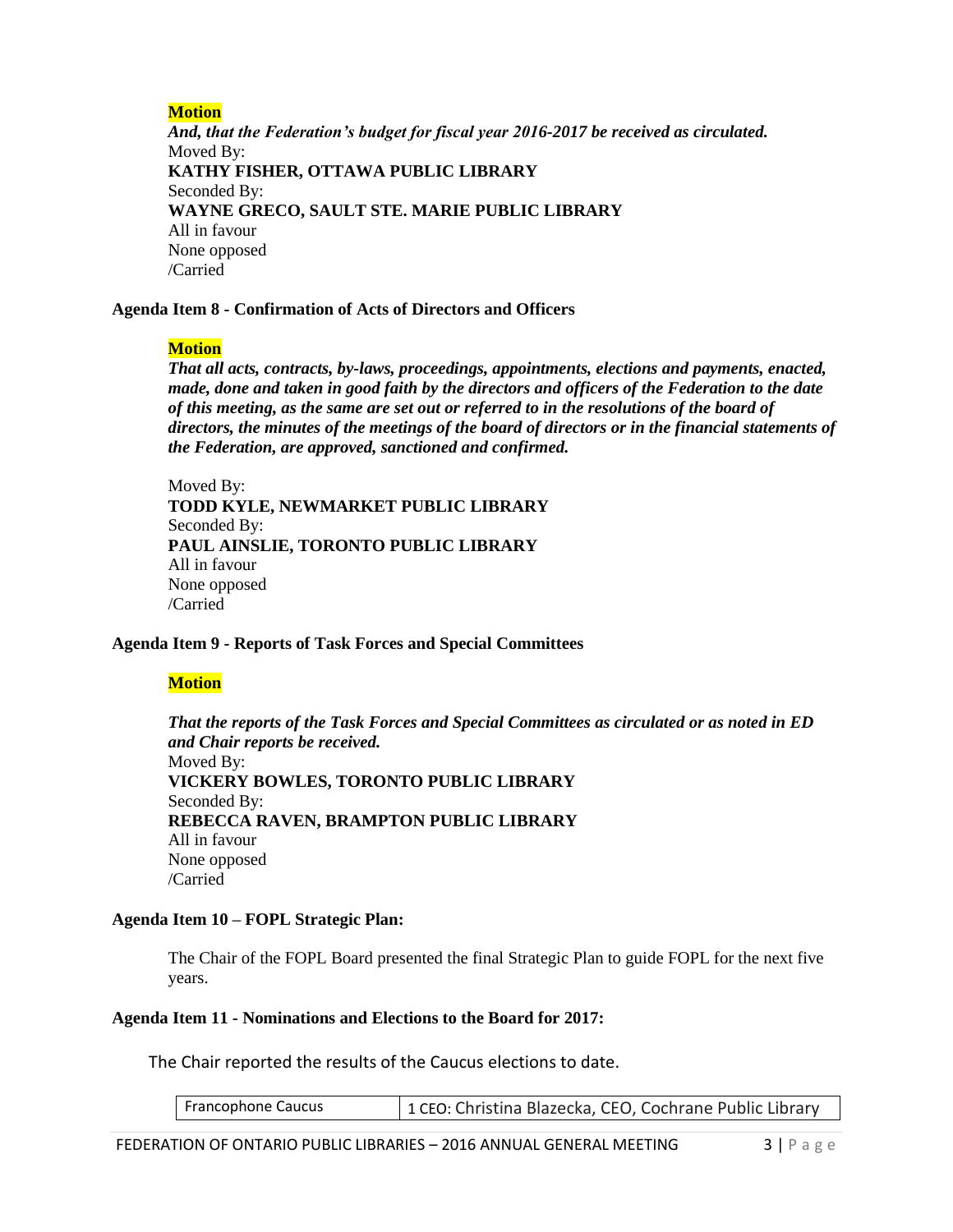**Motion**

***And, that the Federation's budget for fiscal year 2016-2017 be received as circulated.***
Moved By:
**KATHY FISHER, OTTAWA PUBLIC LIBRARY**
Seconded By:
**WAYNE GRECO, SAULT STE. MARIE PUBLIC LIBRARY**
All in favour
None opposed
/Carried

**Agenda Item 8 - Confirmation of Acts of Directors and Officers**

**Motion**

***That all acts, contracts, by-laws, proceedings, appointments, elections and payments, enacted, made, done and taken in good faith by the directors and officers of the Federation to the date of this meeting, as the same are set out or referred to in the resolutions of the board of directors, the minutes of the meetings of the board of directors or in the financial statements of the Federation, are approved, sanctioned and confirmed.***

Moved By:
**TODD KYLE, NEWMARKET PUBLIC LIBRARY**
Seconded By:
**PAUL AINSLIE, TORONTO PUBLIC LIBRARY**
All in favour
None opposed
/Carried

**Agenda Item 9 - Reports of Task Forces and Special Committees**

**Motion**

***That the reports of the Task Forces and Special Committees as circulated or as noted in ED and Chair reports be received.***
Moved By:
**VICKERY BOWLES, TORONTO PUBLIC LIBRARY**
Seconded By:
**REBECCA RAVEN, BRAMPTON PUBLIC LIBRARY**
All in favour
None opposed
/Carried

**Agenda Item 10 – FOPL Strategic Plan:**

The Chair of the FOPL Board presented the final Strategic Plan to guide FOPL for the next five years.

**Agenda Item 11 - Nominations and Elections to the Board for 2017:**

The Chair reported the results of the Caucus elections to date.

| Francophone Caucus | 1 CEO: Christina Blazecka, CEO, Cochrane Public Library |
|---|---|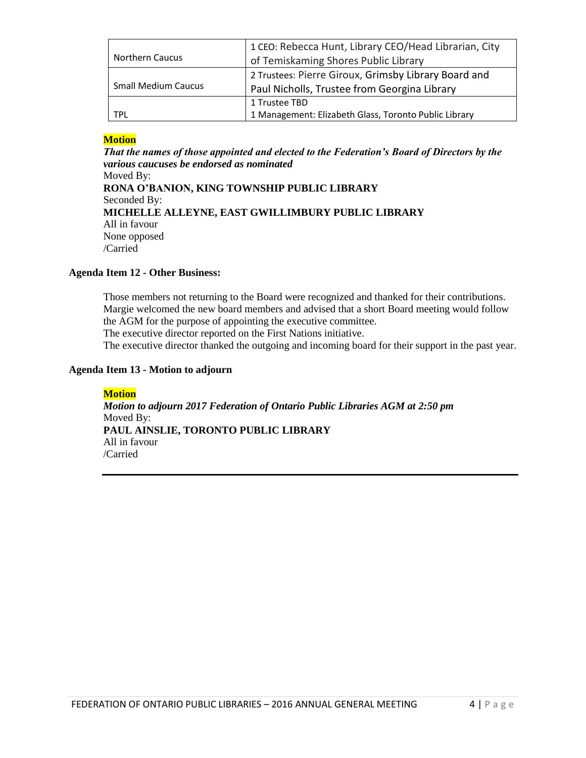| | |
|---|---|
| Northern Caucus | 1 CEO: Rebecca Hunt, Library CEO/Head Librarian, City of Temiskaming Shores Public Library |
| Small Medium Caucus | 2 Trustees: Pierre Giroux, Grimsby Library Board and Paul Nicholls, Trustee from Georgina Library |
| TPL | 1 Trustee TBD<br>1 Management: Elizabeth Glass, Toronto Public Library |

**Motion**

***That the names of those appointed and elected to the Federation's Board of Directors by the various caucuses be endorsed as nominated***

Moved By:

**RONA O'BANION, KING TOWNSHIP PUBLIC LIBRARY**

Seconded By:

**MICHELLE ALLEYNE, EAST GWILLIMBURY PUBLIC LIBRARY**

All in favour

None opposed

/Carried

**Agenda Item 12 - Other Business:**

Those members not returning to the Board were recognized and thanked for their contributions. Margie welcomed the new board members and advised that a short Board meeting would follow the AGM for the purpose of appointing the executive committee.

The executive director reported on the First Nations initiative.

The executive director thanked the outgoing and incoming board for their support in the past year.

**Agenda Item 13 - Motion to adjourn**

**Motion**

***Motion to adjourn 2017 Federation of Ontario Public Libraries AGM at 2:50 pm***

Moved By:

**PAUL AINSLIE, TORONTO PUBLIC LIBRARY**

All in favour

/Carried